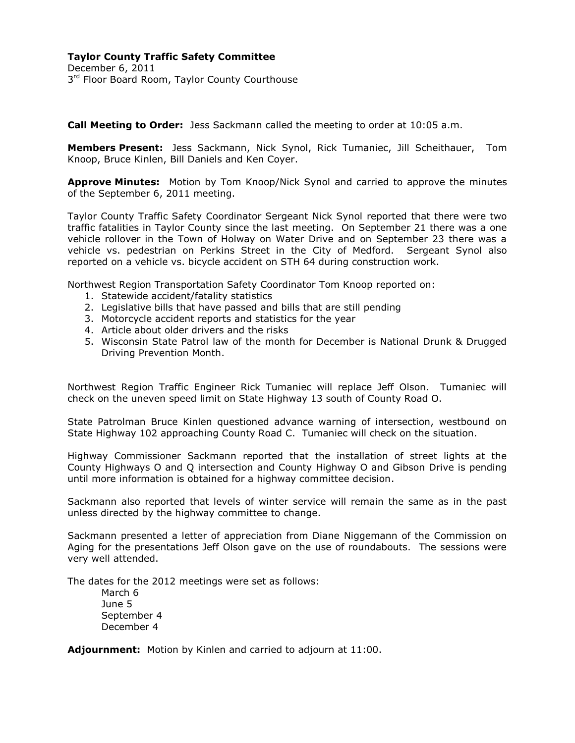**Taylor County Traffic Safety Committee**
December 6, 2011
3rd Floor Board Room, Taylor County Courthouse

**Call Meeting to Order:** Jess Sackmann called the meeting to order at 10:05 a.m.

**Members Present:** Jess Sackmann, Nick Synol, Rick Tumaniec, Jill Scheithauer, Tom Knoop, Bruce Kinlen, Bill Daniels and Ken Coyer.

**Approve Minutes:** Motion by Tom Knoop/Nick Synol and carried to approve the minutes of the September 6, 2011 meeting.

Taylor County Traffic Safety Coordinator Sergeant Nick Synol reported that there were two traffic fatalities in Taylor County since the last meeting. On September 21 there was a one vehicle rollover in the Town of Holway on Water Drive and on September 23 there was a vehicle vs. pedestrian on Perkins Street in the City of Medford. Sergeant Synol also reported on a vehicle vs. bicycle accident on STH 64 during construction work.

Northwest Region Transportation Safety Coordinator Tom Knoop reported on:

1. Statewide accident/fatality statistics
2. Legislative bills that have passed and bills that are still pending
3. Motorcycle accident reports and statistics for the year
4. Article about older drivers and the risks
5. Wisconsin State Patrol law of the month for December is National Drunk & Drugged Driving Prevention Month.

Northwest Region Traffic Engineer Rick Tumaniec will replace Jeff Olson. Tumaniec will check on the uneven speed limit on State Highway 13 south of County Road O.

State Patrolman Bruce Kinlen questioned advance warning of intersection, westbound on State Highway 102 approaching County Road C. Tumaniec will check on the situation.

Highway Commissioner Sackmann reported that the installation of street lights at the County Highways O and Q intersection and County Highway O and Gibson Drive is pending until more information is obtained for a highway committee decision.

Sackmann also reported that levels of winter service will remain the same as in the past unless directed by the highway committee to change.

Sackmann presented a letter of appreciation from Diane Niggemann of the Commission on Aging for the presentations Jeff Olson gave on the use of roundabouts. The sessions were very well attended.

The dates for the 2012 meetings were set as follows:

March 6
June 5
September 4
December 4

**Adjournment:** Motion by Kinlen and carried to adjourn at 11:00.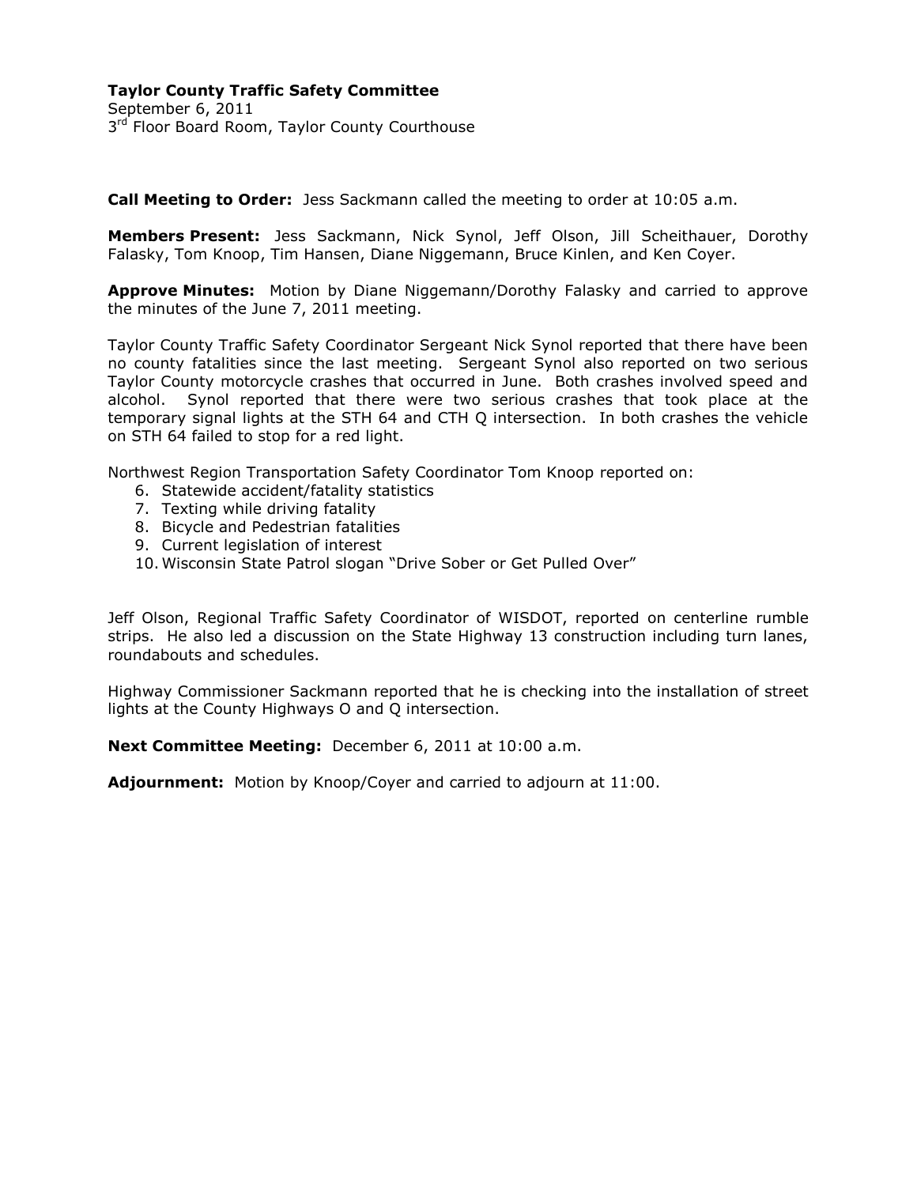**Taylor County Traffic Safety Committee**
September 6, 2011
3rd Floor Board Room, Taylor County Courthouse

**Call Meeting to Order:** Jess Sackmann called the meeting to order at 10:05 a.m.

**Members Present:** Jess Sackmann, Nick Synol, Jeff Olson, Jill Scheithauer, Dorothy Falasky, Tom Knoop, Tim Hansen, Diane Niggemann, Bruce Kinlen, and Ken Coyer.

**Approve Minutes:** Motion by Diane Niggemann/Dorothy Falasky and carried to approve the minutes of the June 7, 2011 meeting.

Taylor County Traffic Safety Coordinator Sergeant Nick Synol reported that there have been no county fatalities since the last meeting. Sergeant Synol also reported on two serious Taylor County motorcycle crashes that occurred in June. Both crashes involved speed and alcohol. Synol reported that there were two serious crashes that took place at the temporary signal lights at the STH 64 and CTH Q intersection. In both crashes the vehicle on STH 64 failed to stop for a red light.

Northwest Region Transportation Safety Coordinator Tom Knoop reported on:

6. Statewide accident/fatality statistics
7. Texting while driving fatality
8. Bicycle and Pedestrian fatalities
9. Current legislation of interest
10. Wisconsin State Patrol slogan "Drive Sober or Get Pulled Over"

Jeff Olson, Regional Traffic Safety Coordinator of WISDOT, reported on centerline rumble strips. He also led a discussion on the State Highway 13 construction including turn lanes, roundabouts and schedules.

Highway Commissioner Sackmann reported that he is checking into the installation of street lights at the County Highways O and Q intersection.

**Next Committee Meeting:** December 6, 2011 at 10:00 a.m.

**Adjournment:** Motion by Knoop/Coyer and carried to adjourn at 11:00.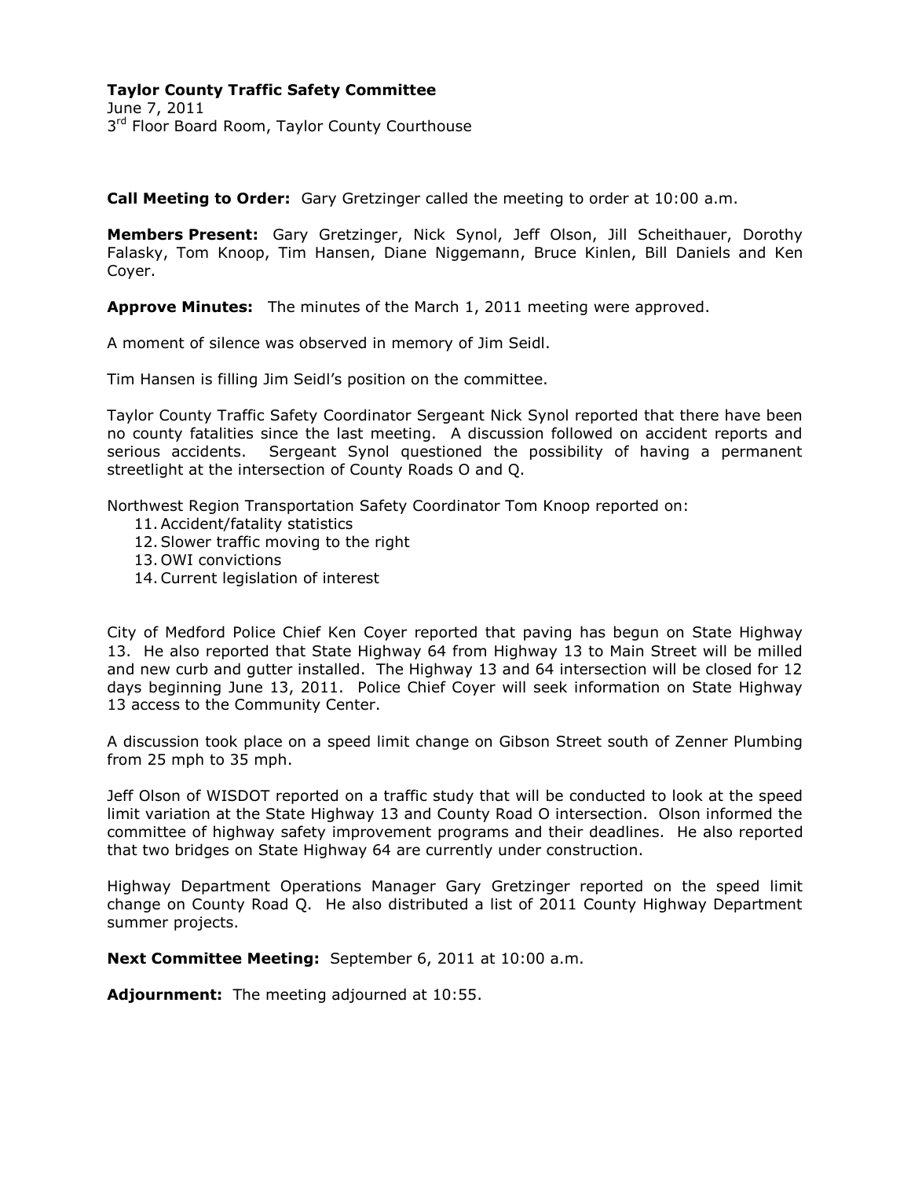**Taylor County Traffic Safety Committee**
June 7, 2011
3rd Floor Board Room, Taylor County Courthouse

**Call Meeting to Order:** Gary Gretzinger called the meeting to order at 10:00 a.m.

**Members Present:** Gary Gretzinger, Nick Synol, Jeff Olson, Jill Scheithauer, Dorothy Falasky, Tom Knoop, Tim Hansen, Diane Niggemann, Bruce Kinlen, Bill Daniels and Ken Coyer.

**Approve Minutes:** The minutes of the March 1, 2011 meeting were approved.

A moment of silence was observed in memory of Jim Seidl.

Tim Hansen is filling Jim Seidl's position on the committee.

Taylor County Traffic Safety Coordinator Sergeant Nick Synol reported that there have been no county fatalities since the last meeting. A discussion followed on accident reports and serious accidents. Sergeant Synol questioned the possibility of having a permanent streetlight at the intersection of County Roads O and Q.

Northwest Region Transportation Safety Coordinator Tom Knoop reported on:

11. Accident/fatality statistics
12. Slower traffic moving to the right
13. OWI convictions
14. Current legislation of interest

City of Medford Police Chief Ken Coyer reported that paving has begun on State Highway 13. He also reported that State Highway 64 from Highway 13 to Main Street will be milled and new curb and gutter installed. The Highway 13 and 64 intersection will be closed for 12 days beginning June 13, 2011. Police Chief Coyer will seek information on State Highway 13 access to the Community Center.

A discussion took place on a speed limit change on Gibson Street south of Zenner Plumbing from 25 mph to 35 mph.

Jeff Olson of WISDOT reported on a traffic study that will be conducted to look at the speed limit variation at the State Highway 13 and County Road O intersection. Olson informed the committee of highway safety improvement programs and their deadlines. He also reported that two bridges on State Highway 64 are currently under construction.

Highway Department Operations Manager Gary Gretzinger reported on the speed limit change on County Road Q. He also distributed a list of 2011 County Highway Department summer projects.

**Next Committee Meeting:** September 6, 2011 at 10:00 a.m.

**Adjournment:** The meeting adjourned at 10:55.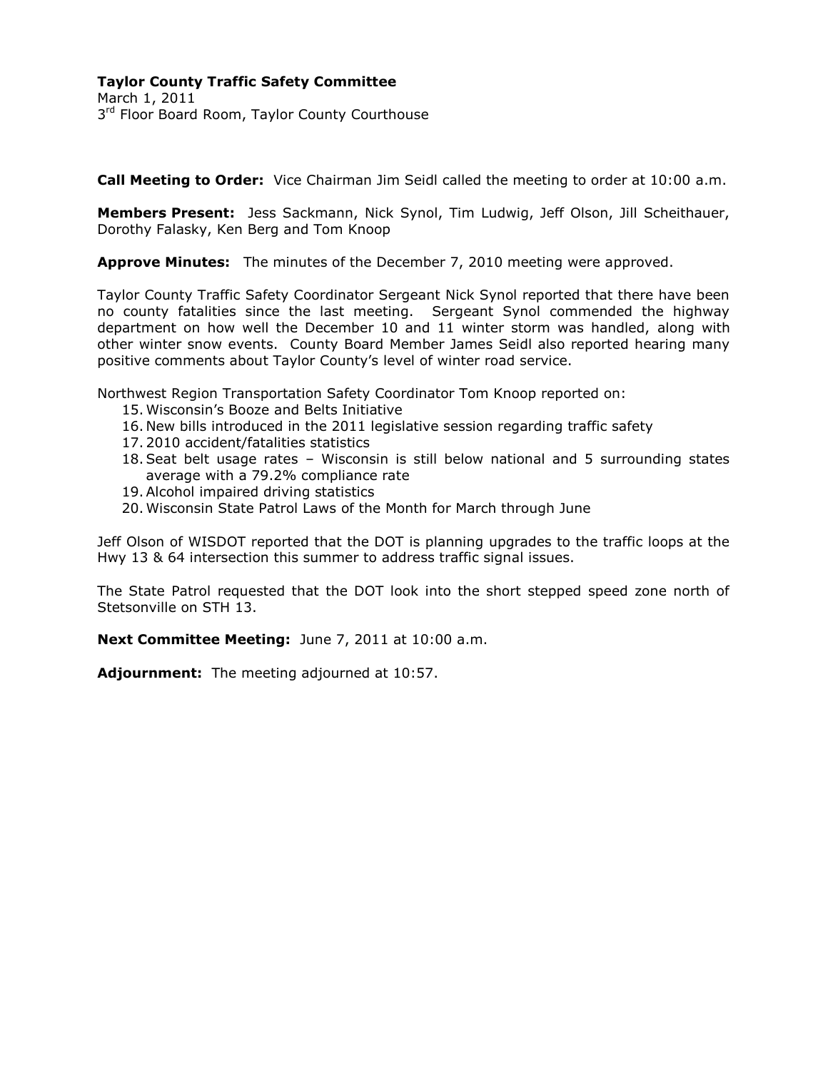**Taylor County Traffic Safety Committee**
March 1, 2011
3rd Floor Board Room, Taylor County Courthouse

**Call Meeting to Order:** Vice Chairman Jim Seidl called the meeting to order at 10:00 a.m.

**Members Present:** Jess Sackmann, Nick Synol, Tim Ludwig, Jeff Olson, Jill Scheithauer, Dorothy Falasky, Ken Berg and Tom Knoop

**Approve Minutes:** The minutes of the December 7, 2010 meeting were approved.

Taylor County Traffic Safety Coordinator Sergeant Nick Synol reported that there have been no county fatalities since the last meeting. Sergeant Synol commended the highway department on how well the December 10 and 11 winter storm was handled, along with other winter snow events. County Board Member James Seidl also reported hearing many positive comments about Taylor County's level of winter road service.

Northwest Region Transportation Safety Coordinator Tom Knoop reported on:

15. Wisconsin's Booze and Belts Initiative
16. New bills introduced in the 2011 legislative session regarding traffic safety
17. 2010 accident/fatalities statistics
18. Seat belt usage rates – Wisconsin is still below national and 5 surrounding states average with a 79.2% compliance rate
19. Alcohol impaired driving statistics
20. Wisconsin State Patrol Laws of the Month for March through June

Jeff Olson of WISDOT reported that the DOT is planning upgrades to the traffic loops at the Hwy 13 & 64 intersection this summer to address traffic signal issues.

The State Patrol requested that the DOT look into the short stepped speed zone north of Stetsonville on STH 13.

**Next Committee Meeting:** June 7, 2011 at 10:00 a.m.

**Adjournment:** The meeting adjourned at 10:57.